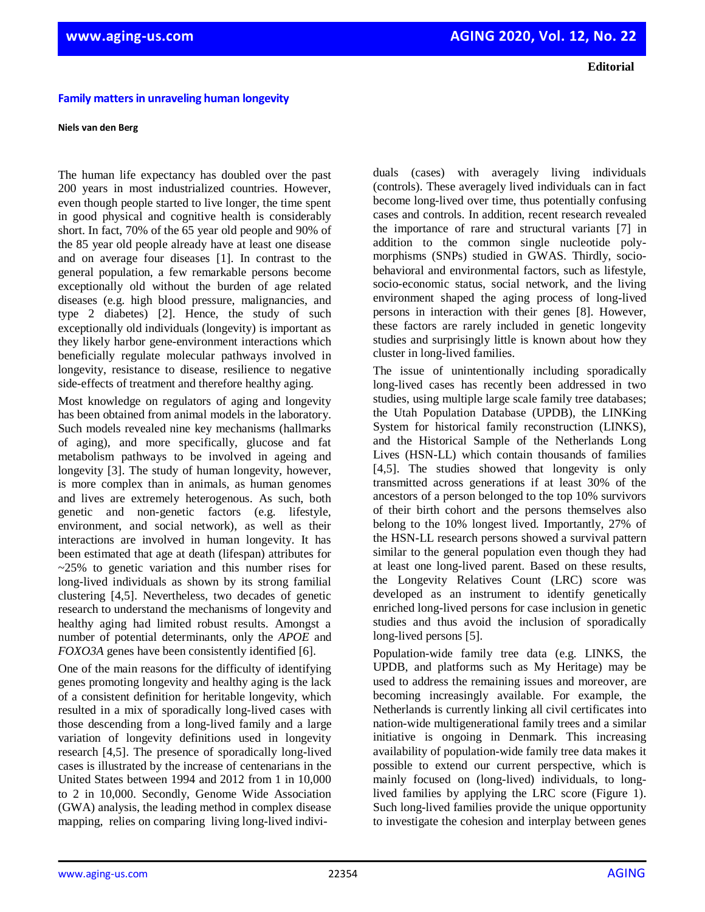**Editorial**

# Family matters in unraveling human longevity

**Niels van den Berg**

The human life expectancy has doubled over the past 200 years in most industrialized countries. However, even though people started to live longer, the time spent in good physical and cognitive health is considerably short. In fact, 70% of the 65 year old people and 90% of the 85 year old people already have at least one disease and on average four diseases [1]. In contrast to the general population, a few remarkable persons become exceptionally old without the burden of age related diseases (e.g. high blood pressure, malignancies, and type 2 diabetes) [2]. Hence, the study of such exceptionally old individuals (longevity) is important as they likely harbor gene-environment interactions which beneficially regulate molecular pathways involved in longevity, resistance to disease, resilience to negative side-effects of treatment and therefore healthy aging.

Most knowledge on regulators of aging and longevity has been obtained from animal models in the laboratory. Such models revealed nine key mechanisms (hallmarks of aging), and more specifically, glucose and fat metabolism pathways to be involved in ageing and longevity [3]. The study of human longevity, however, is more complex than in animals, as human genomes and lives are extremely heterogenous. As such, both genetic and non-genetic factors (e.g. lifestyle, environment, and social network), as well as their interactions are involved in human longevity. It has been estimated that age at death (lifespan) attributes for ~25% to genetic variation and this number rises for long-lived individuals as shown by its strong familial clustering [4,5]. Nevertheless, two decades of genetic research to understand the mechanisms of longevity and healthy aging had limited robust results. Amongst a number of potential determinants, only the *APOE* and *FOXO3A* genes have been consistently identified [6].

One of the main reasons for the difficulty of identifying genes promoting longevity and healthy aging is the lack of a consistent definition for heritable longevity, which resulted in a mix of sporadically long-lived cases with those descending from a long-lived family and a large variation of longevity definitions used in longevity research [4,5]. The presence of sporadically long-lived cases is illustrated by the increase of centenarians in the United States between 1994 and 2012 from 1 in 10,000 to 2 in 10,000. Secondly, Genome Wide Association (GWA) analysis, the leading method in complex disease mapping, relies on comparing living long-lived individuals (cases) with averagely living individuals (controls). These averagely lived individuals can in fact become long-lived over time, thus potentially confusing cases and controls. In addition, recent research revealed the importance of rare and structural variants [7] in addition to the common single nucleotide polymorphisms (SNPs) studied in GWAS. Thirdly, socio-behavioral and environmental factors, such as lifestyle, socio-economic status, social network, and the living environment shaped the aging process of long-lived persons in interaction with their genes [8]. However, these factors are rarely included in genetic longevity studies and surprisingly little is known about how they cluster in long-lived families.

The issue of unintentionally including sporadically long-lived cases has recently been addressed in two studies, using multiple large scale family tree databases; the Utah Population Database (UPDB), the LINKing System for historical family reconstruction (LINKS), and the Historical Sample of the Netherlands Long Lives (HSN-LL) which contain thousands of families [4,5]. The studies showed that longevity is only transmitted across generations if at least 30% of the ancestors of a person belonged to the top 10% survivors of their birth cohort and the persons themselves also belong to the 10% longest lived. Importantly, 27% of the HSN-LL research persons showed a survival pattern similar to the general population even though they had at least one long-lived parent. Based on these results, the Longevity Relatives Count (LRC) score was developed as an instrument to identify genetically enriched long-lived persons for case inclusion in genetic studies and thus avoid the inclusion of sporadically long-lived persons [5].

Population-wide family tree data (e.g. LINKS, the UPDB, and platforms such as My Heritage) may be used to address the remaining issues and moreover, are becoming increasingly available. For example, the Netherlands is currently linking all civil certificates into nation-wide multigenerational family trees and a similar initiative is ongoing in Denmark. This increasing availability of population-wide family tree data makes it possible to extend our current perspective, which is mainly focused on (long-lived) individuals, to long-lived families by applying the LRC score (Figure 1). Such long-lived families provide the unique opportunity to investigate the cohesion and interplay between genes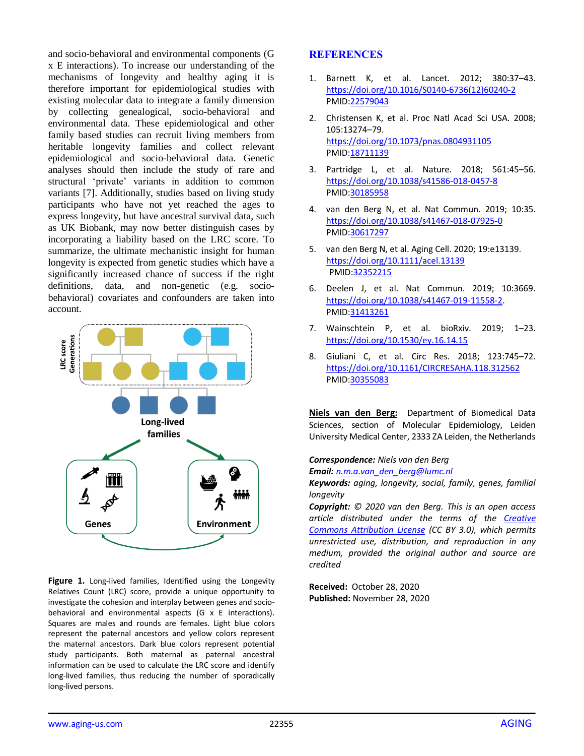and socio-behavioral and environmental components (G x E interactions). To increase our understanding of the mechanisms of longevity and healthy aging it is therefore important for epidemiological studies with existing molecular data to integrate a family dimension by collecting genealogical, socio-behavioral and environmental data. These epidemiological and other family based studies can recruit living members from heritable longevity families and collect relevant epidemiological and socio-behavioral data. Genetic analyses should then include the study of rare and structural 'private' variants in addition to common variants [7]. Additionally, studies based on living study participants who have not yet reached the ages to express longevity, but have ancestral survival data, such as UK Biobank, may now better distinguish cases by incorporating a liability based on the LRC score. To summarize, the ultimate mechanistic insight for human longevity is expected from genetic studies which have a significantly increased chance of success if the right definitions, data, and non-genetic (e.g. socio-behavioral) covariates and confounders are taken into account.

LRC score Generations

Long-lived families

Genes

Environment

**Figure 1.** Long-lived families, Identified using the Longevity Relatives Count (LRC) score, provide a unique opportunity to investigate the cohesion and interplay between genes and socio-behavioral and environmental aspects (G x E interactions). Squares are males and rounds are females. Light blue colors represent the paternal ancestors and yellow colors represent the maternal ancestors. Dark blue colors represent potential study participants. Both maternal as paternal ancestral information can be used to calculate the LRC score and identify long-lived families, thus reducing the number of sporadically long-lived persons.

## REFERENCES

1. Barnett K, et al. Lancet. 2012; 380:37–43. https://doi.org/10.1016/S0140-6736(12)60240-2 PMID:22579043
2. Christensen K, et al. Proc Natl Acad Sci USA. 2008; 105:13274–79. https://doi.org/10.1073/pnas.0804931105 PMID:18711139
3. Partridge L, et al. Nature. 2018; 561:45–56. https://doi.org/10.1038/s41586-018-0457-8 PMID:30185958
4. van den Berg N, et al. Nat Commun. 2019; 10:35. https://doi.org/10.1038/s41467-018-07925-0 PMID:30617297
5. van den Berg N, et al. Aging Cell. 2020; 19:e13139. https://doi.org/10.1111/acel.13139 PMID:32352215
6. Deelen J, et al. Nat Commun. 2019; 10:3669. https://doi.org/10.1038/s41467-019-11558-2. PMID:31413261
7. Wainschtein P, et al. bioRxiv. 2019; 1–23. https://doi.org/10.1530/ey.16.14.15
8. Giuliani C, et al. Circ Res. 2018; 123:745–72. https://doi.org/10.1161/CIRCRESAHA.118.312562 PMID:30355083

**Niels van den Berg:** Department of Biomedical Data Sciences, section of Molecular Epidemiology, Leiden University Medical Center, 2333 ZA Leiden, the Netherlands

***Correspondence:*** *Niels van den Berg*
***Email:*** *n.m.a.van_den_berg@lumc.nl*
***Keywords:*** *aging, longevity, social, family, genes, familial longevity*
***Copyright:*** *© 2020 van den Berg. This is an open access article distributed under the terms of the Creative Commons Attribution License (CC BY 3.0), which permits unrestricted use, distribution, and reproduction in any medium, provided the original author and source are credited*

**Received:** October 28, 2020
**Published:** November 28, 2020